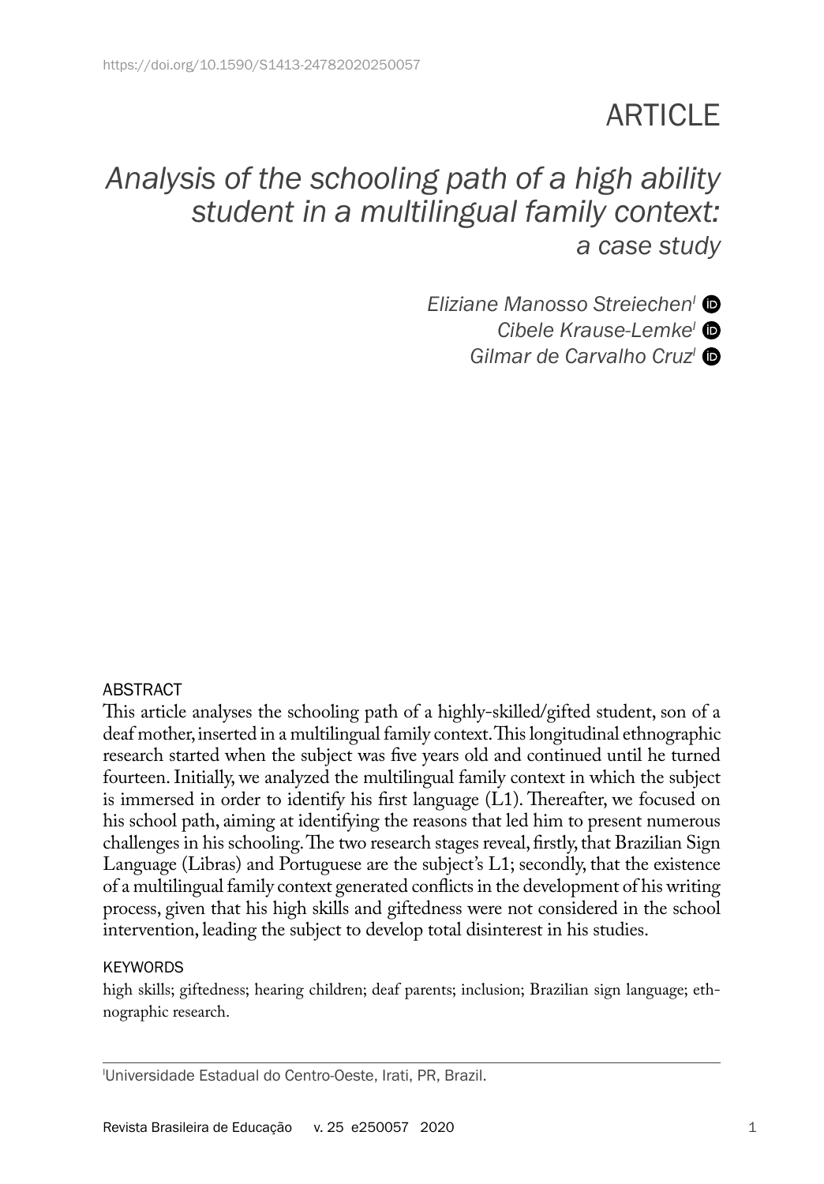https://doi.org/10.1590/S1413-24782020250057

ARTICLE

# *Analysis of the schooling path of a high ability student in a multilingual family context: a case study*

*Eliziane Manosso Streiechen*[I]
*Cibele Krause-Lemke*[I]
*Gilmar de Carvalho Cruz*[I]

## ABSTRACT

This article analyses the schooling path of a highly-skilled/gifted student, son of a deaf mother, inserted in a multilingual family context. This longitudinal ethnographic research started when the subject was five years old and continued until he turned fourteen. Initially, we analyzed the multilingual family context in which the subject is immersed in order to identify his first language (L1). Thereafter, we focused on his school path, aiming at identifying the reasons that led him to present numerous challenges in his schooling. The two research stages reveal, firstly, that Brazilian Sign Language (Libras) and Portuguese are the subject's L1; secondly, that the existence of a multilingual family context generated conflicts in the development of his writing process, given that his high skills and giftedness were not considered in the school intervention, leading the subject to develop total disinterest in his studies.

## KEYWORDS

high skills; giftedness; hearing children; deaf parents; inclusion; Brazilian sign language; ethnographic research.

[I]Universidade Estadual do Centro-Oeste, Irati, PR, Brazil.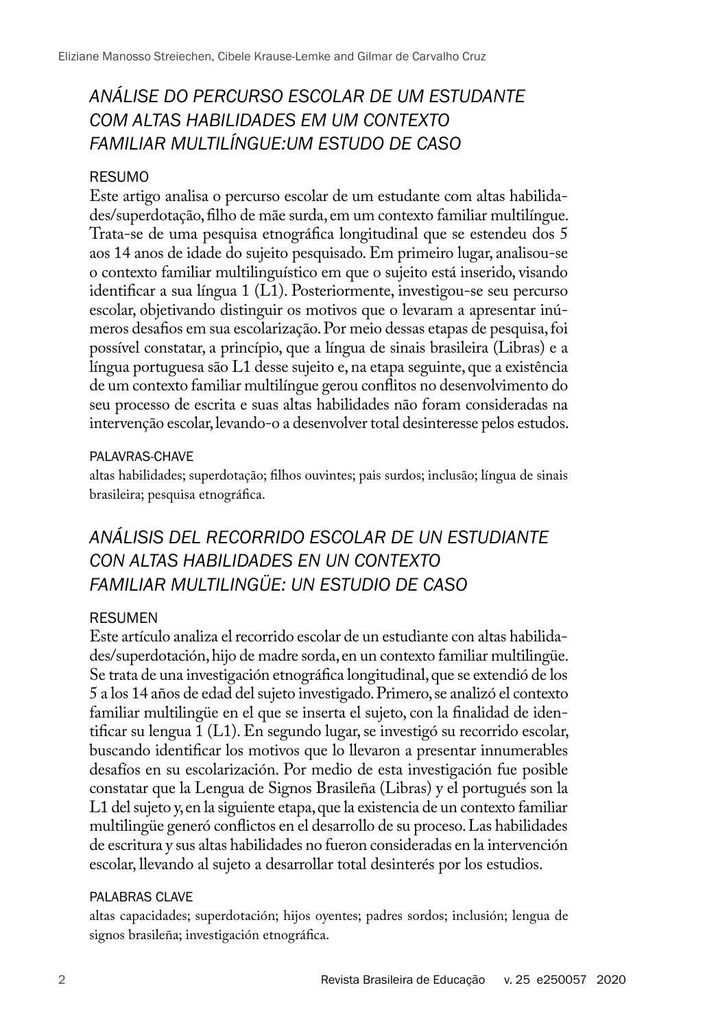## *ANÁLISE DO PERCURSO ESCOLAR DE UM ESTUDANTE COM ALTAS HABILIDADES EM UM CONTEXTO FAMILIAR MULTILÍNGUE:UM ESTUDO DE CASO*

### RESUMO

Este artigo analisa o percurso escolar de um estudante com altas habilidades/superdotação, filho de mãe surda, em um contexto familiar multilíngue. Trata-se de uma pesquisa etnográfica longitudinal que se estendeu dos 5 aos 14 anos de idade do sujeito pesquisado. Em primeiro lugar, analisou-se o contexto familiar multilinguístico em que o sujeito está inserido, visando identificar a sua língua 1 (L1). Posteriormente, investigou-se seu percurso escolar, objetivando distinguir os motivos que o levaram a apresentar inúmeros desafios em sua escolarização. Por meio dessas etapas de pesquisa, foi possível constatar, a princípio, que a língua de sinais brasileira (Libras) e a língua portuguesa são L1 desse sujeito e, na etapa seguinte, que a existência de um contexto familiar multilíngue gerou conflitos no desenvolvimento do seu processo de escrita e suas altas habilidades não foram consideradas na intervenção escolar, levando-o a desenvolver total desinteresse pelos estudos.

### PALAVRAS-CHAVE

altas habilidades; superdotação; filhos ouvintes; pais surdos; inclusão; língua de sinais brasileira; pesquisa etnográfica.

## *ANÁLISIS DEL RECORRIDO ESCOLAR DE UN ESTUDIANTE CON ALTAS HABILIDADES EN UN CONTEXTO FAMILIAR MULTILINGÜE: UN ESTUDIO DE CASO*

### RESUMEN

Este artículo analiza el recorrido escolar de un estudiante con altas habilidades/superdotación, hijo de madre sorda, en un contexto familiar multilingüe. Se trata de una investigación etnográfica longitudinal, que se extendió de los 5 a los 14 años de edad del sujeto investigado. Primero, se analizó el contexto familiar multilingüe en el que se inserta el sujeto, con la finalidad de identificar su lengua 1 (L1). En segundo lugar, se investigó su recorrido escolar, buscando identificar los motivos que lo llevaron a presentar innumerables desafíos en su escolarización. Por medio de esta investigación fue posible constatar que la Lengua de Signos Brasileña (Libras) y el portugués son la L1 del sujeto y, en la siguiente etapa, que la existencia de un contexto familiar multilingüe generó conflictos en el desarrollo de su proceso. Las habilidades de escritura y sus altas habilidades no fueron consideradas en la intervención escolar, llevando al sujeto a desarrollar total desinterés por los estudios.

### PALABRAS CLAVE

altas capacidades; superdotación; hijos oyentes; padres sordos; inclusión; lengua de signos brasileña; investigación etnográfica.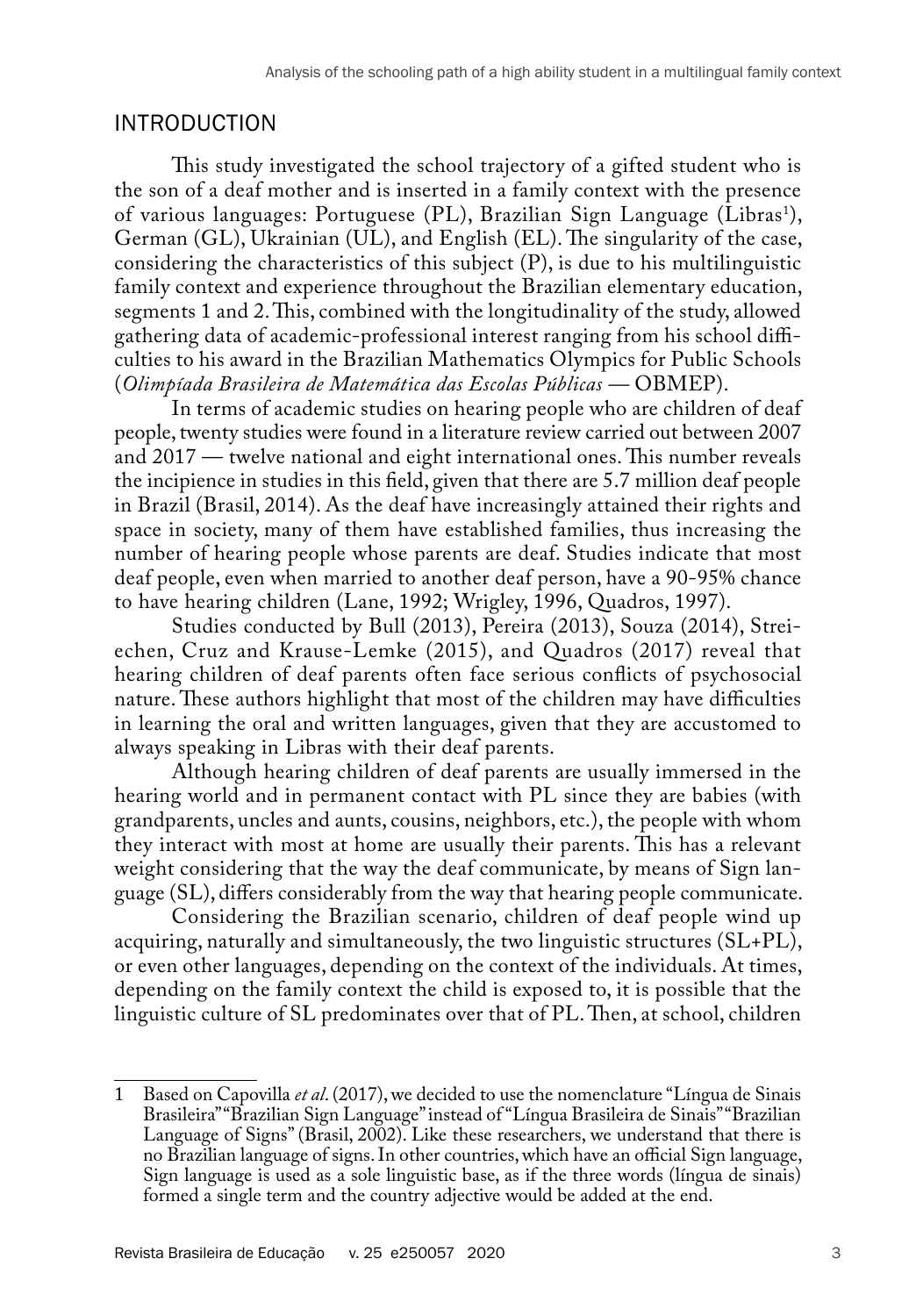## INTRODUCTION

This study investigated the school trajectory of a gifted student who is the son of a deaf mother and is inserted in a family context with the presence of various languages: Portuguese (PL), Brazilian Sign Language (Libras[1]), German (GL), Ukrainian (UL), and English (EL). The singularity of the case, considering the characteristics of this subject (P), is due to his multilinguistic family context and experience throughout the Brazilian elementary education, segments 1 and 2. This, combined with the longitudinality of the study, allowed gathering data of academic-professional interest ranging from his school difficulties to his award in the Brazilian Mathematics Olympics for Public Schools (*Olimpíada Brasileira de Matemática das Escolas Públicas* — OBMEP).

In terms of academic studies on hearing people who are children of deaf people, twenty studies were found in a literature review carried out between 2007 and 2017 — twelve national and eight international ones. This number reveals the incipience in studies in this field, given that there are 5.7 million deaf people in Brazil (Brasil, 2014). As the deaf have increasingly attained their rights and space in society, many of them have established families, thus increasing the number of hearing people whose parents are deaf. Studies indicate that most deaf people, even when married to another deaf person, have a 90-95% chance to have hearing children (Lane, 1992; Wrigley, 1996, Quadros, 1997).

Studies conducted by Bull (2013), Pereira (2013), Souza (2014), Streiechen, Cruz and Krause-Lemke (2015), and Quadros (2017) reveal that hearing children of deaf parents often face serious conflicts of psychosocial nature. These authors highlight that most of the children may have difficulties in learning the oral and written languages, given that they are accustomed to always speaking in Libras with their deaf parents.

Although hearing children of deaf parents are usually immersed in the hearing world and in permanent contact with PL since they are babies (with grandparents, uncles and aunts, cousins, neighbors, etc.), the people with whom they interact with most at home are usually their parents. This has a relevant weight considering that the way the deaf communicate, by means of Sign language (SL), differs considerably from the way that hearing people communicate.

Considering the Brazilian scenario, children of deaf people wind up acquiring, naturally and simultaneously, the two linguistic structures (SL+PL), or even other languages, depending on the context of the individuals. At times, depending on the family context the child is exposed to, it is possible that the linguistic culture of SL predominates over that of PL. Then, at school, children

---

1 Based on Capovilla *et al*. (2017), we decided to use the nomenclature "Língua de Sinais Brasileira" "Brazilian Sign Language" instead of "Língua Brasileira de Sinais" "Brazilian Language of Signs" (Brasil, 2002). Like these researchers, we understand that there is no Brazilian language of signs. In other countries, which have an official Sign language, Sign language is used as a sole linguistic base, as if the three words (língua de sinais) formed a single term and the country adjective would be added at the end.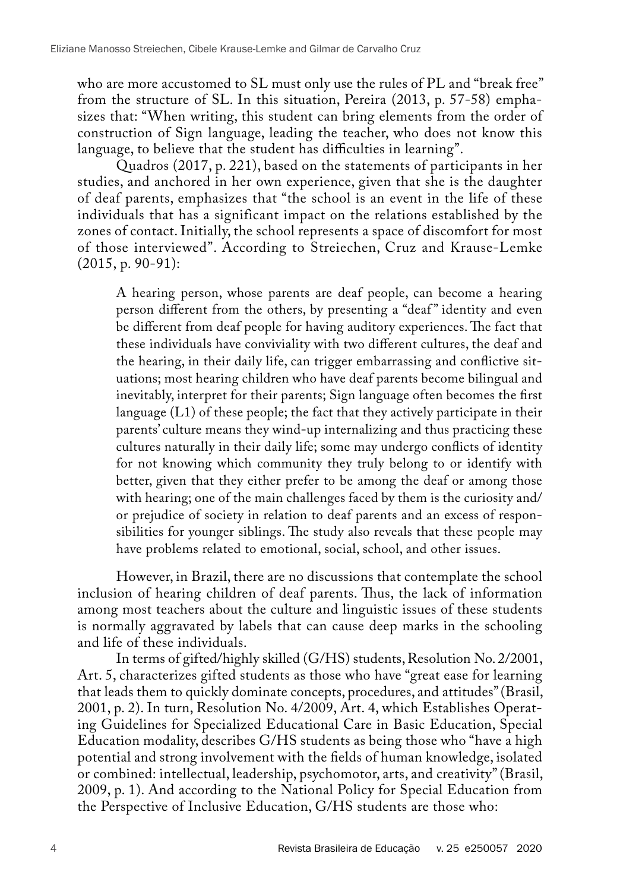who are more accustomed to SL must only use the rules of PL and "break free" from the structure of SL. In this situation, Pereira (2013, p. 57-58) emphasizes that: "When writing, this student can bring elements from the order of construction of Sign language, leading the teacher, who does not know this language, to believe that the student has difficulties in learning".

Quadros (2017, p. 221), based on the statements of participants in her studies, and anchored in her own experience, given that she is the daughter of deaf parents, emphasizes that "the school is an event in the life of these individuals that has a significant impact on the relations established by the zones of contact. Initially, the school represents a space of discomfort for most of those interviewed". According to Streiechen, Cruz and Krause-Lemke (2015, p. 90-91):

> A hearing person, whose parents are deaf people, can become a hearing person different from the others, by presenting a "deaf" identity and even be different from deaf people for having auditory experiences. The fact that these individuals have conviviality with two different cultures, the deaf and the hearing, in their daily life, can trigger embarrassing and conflictive situations; most hearing children who have deaf parents become bilingual and inevitably, interpret for their parents; Sign language often becomes the first language (L1) of these people; the fact that they actively participate in their parents' culture means they wind-up internalizing and thus practicing these cultures naturally in their daily life; some may undergo conflicts of identity for not knowing which community they truly belong to or identify with better, given that they either prefer to be among the deaf or among those with hearing; one of the main challenges faced by them is the curiosity and/or prejudice of society in relation to deaf parents and an excess of responsibilities for younger siblings. The study also reveals that these people may have problems related to emotional, social, school, and other issues.

However, in Brazil, there are no discussions that contemplate the school inclusion of hearing children of deaf parents. Thus, the lack of information among most teachers about the culture and linguistic issues of these students is normally aggravated by labels that can cause deep marks in the schooling and life of these individuals.

In terms of gifted/highly skilled (G/HS) students, Resolution No. 2/2001, Art. 5, characterizes gifted students as those who have "great ease for learning that leads them to quickly dominate concepts, procedures, and attitudes" (Brasil, 2001, p. 2). In turn, Resolution No. 4/2009, Art. 4, which Establishes Operating Guidelines for Specialized Educational Care in Basic Education, Special Education modality, describes G/HS students as being those who "have a high potential and strong involvement with the fields of human knowledge, isolated or combined: intellectual, leadership, psychomotor, arts, and creativity" (Brasil, 2009, p. 1). And according to the National Policy for Special Education from the Perspective of Inclusive Education, G/HS students are those who: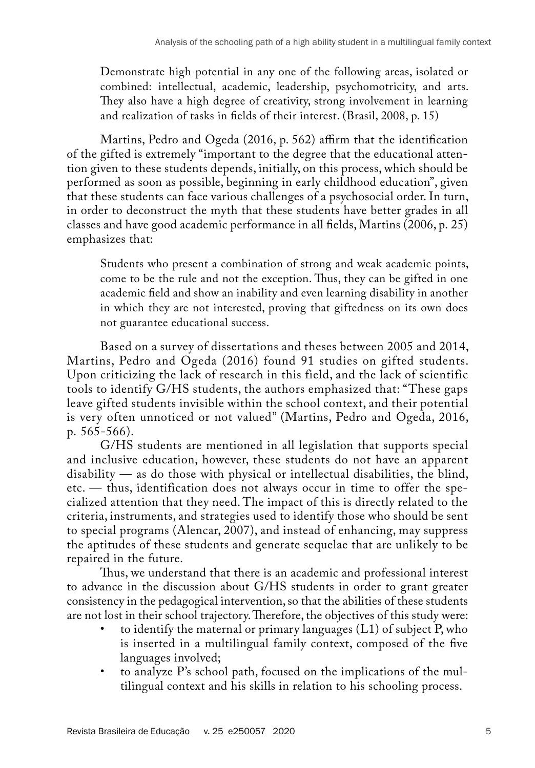> Demonstrate high potential in any one of the following areas, isolated or combined: intellectual, academic, leadership, psychomotricity, and arts. They also have a high degree of creativity, strong involvement in learning and realization of tasks in fields of their interest. (Brasil, 2008, p. 15)

Martins, Pedro and Ogeda (2016, p. 562) affirm that the identification of the gifted is extremely "important to the degree that the educational attention given to these students depends, initially, on this process, which should be performed as soon as possible, beginning in early childhood education", given that these students can face various challenges of a psychosocial order. In turn, in order to deconstruct the myth that these students have better grades in all classes and have good academic performance in all fields, Martins (2006, p. 25) emphasizes that:

> Students who present a combination of strong and weak academic points, come to be the rule and not the exception. Thus, they can be gifted in one academic field and show an inability and even learning disability in another in which they are not interested, proving that giftedness on its own does not guarantee educational success.

Based on a survey of dissertations and theses between 2005 and 2014, Martins, Pedro and Ogeda (2016) found 91 studies on gifted students. Upon criticizing the lack of research in this field, and the lack of scientific tools to identify G/HS students, the authors emphasized that: "These gaps leave gifted students invisible within the school context, and their potential is very often unnoticed or not valued" (Martins, Pedro and Ogeda, 2016, p. 565-566).

G/HS students are mentioned in all legislation that supports special and inclusive education, however, these students do not have an apparent disability — as do those with physical or intellectual disabilities, the blind, etc. — thus, identification does not always occur in time to offer the specialized attention that they need. The impact of this is directly related to the criteria, instruments, and strategies used to identify those who should be sent to special programs (Alencar, 2007), and instead of enhancing, may suppress the aptitudes of these students and generate sequelae that are unlikely to be repaired in the future.

Thus, we understand that there is an academic and professional interest to advance in the discussion about G/HS students in order to grant greater consistency in the pedagogical intervention, so that the abilities of these students are not lost in their school trajectory. Therefore, the objectives of this study were:

- to identify the maternal or primary languages (L1) of subject P, who is inserted in a multilingual family context, composed of the five languages involved;
- to analyze P's school path, focused on the implications of the multilingual context and his skills in relation to his schooling process.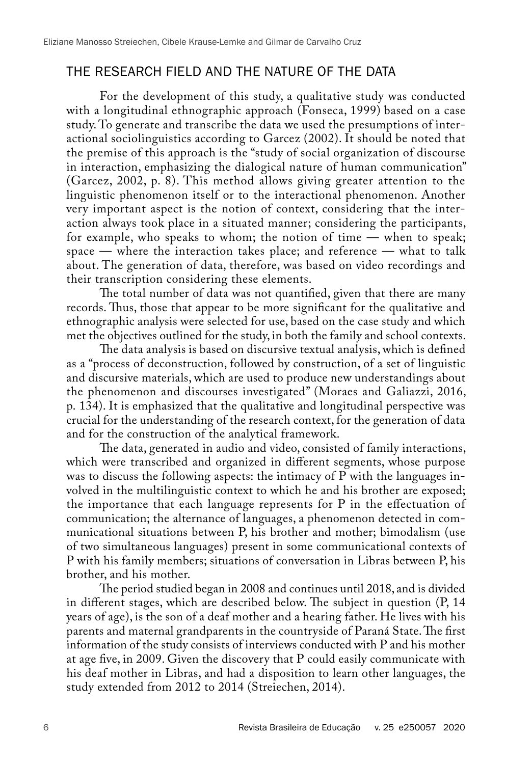## THE RESEARCH FIELD AND THE NATURE OF THE DATA

For the development of this study, a qualitative study was conducted with a longitudinal ethnographic approach (Fonseca, 1999) based on a case study. To generate and transcribe the data we used the presumptions of interactional sociolinguistics according to Garcez (2002). It should be noted that the premise of this approach is the "study of social organization of discourse in interaction, emphasizing the dialogical nature of human communication" (Garcez, 2002, p. 8). This method allows giving greater attention to the linguistic phenomenon itself or to the interactional phenomenon. Another very important aspect is the notion of context, considering that the interaction always took place in a situated manner; considering the participants, for example, who speaks to whom; the notion of time — when to speak; space — where the interaction takes place; and reference — what to talk about. The generation of data, therefore, was based on video recordings and their transcription considering these elements.

The total number of data was not quantified, given that there are many records. Thus, those that appear to be more significant for the qualitative and ethnographic analysis were selected for use, based on the case study and which met the objectives outlined for the study, in both the family and school contexts.

The data analysis is based on discursive textual analysis, which is defined as a "process of deconstruction, followed by construction, of a set of linguistic and discursive materials, which are used to produce new understandings about the phenomenon and discourses investigated" (Moraes and Galiazzi, 2016, p. 134). It is emphasized that the qualitative and longitudinal perspective was crucial for the understanding of the research context, for the generation of data and for the construction of the analytical framework.

The data, generated in audio and video, consisted of family interactions, which were transcribed and organized in different segments, whose purpose was to discuss the following aspects: the intimacy of P with the languages involved in the multilinguistic context to which he and his brother are exposed; the importance that each language represents for P in the effectuation of communication; the alternance of languages, a phenomenon detected in communicational situations between P, his brother and mother; bimodalism (use of two simultaneous languages) present in some communicational contexts of P with his family members; situations of conversation in Libras between P, his brother, and his mother.

The period studied began in 2008 and continues until 2018, and is divided in different stages, which are described below. The subject in question (P, 14 years of age), is the son of a deaf mother and a hearing father. He lives with his parents and maternal grandparents in the countryside of Paraná State. The first information of the study consists of interviews conducted with P and his mother at age five, in 2009. Given the discovery that P could easily communicate with his deaf mother in Libras, and had a disposition to learn other languages, the study extended from 2012 to 2014 (Streiechen, 2014).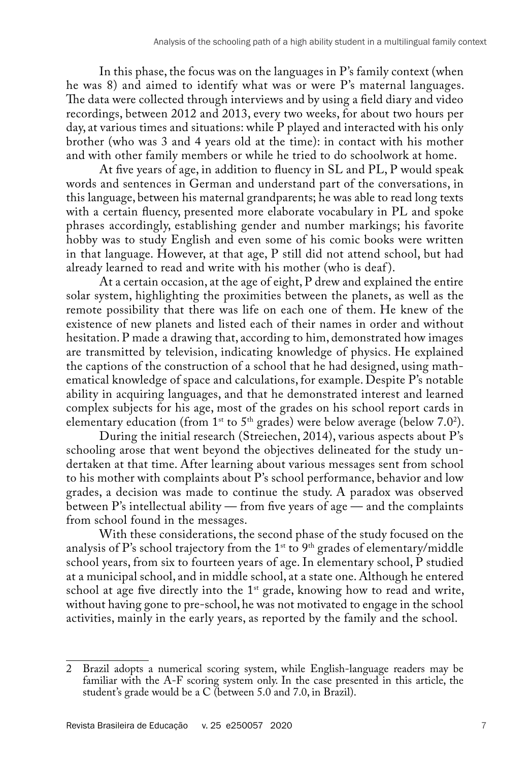In this phase, the focus was on the languages in P's family context (when he was 8) and aimed to identify what was or were P's maternal languages. The data were collected through interviews and by using a field diary and video recordings, between 2012 and 2013, every two weeks, for about two hours per day, at various times and situations: while P played and interacted with his only brother (who was 3 and 4 years old at the time): in contact with his mother and with other family members or while he tried to do schoolwork at home.

At five years of age, in addition to fluency in SL and PL, P would speak words and sentences in German and understand part of the conversations, in this language, between his maternal grandparents; he was able to read long texts with a certain fluency, presented more elaborate vocabulary in PL and spoke phrases accordingly, establishing gender and number markings; his favorite hobby was to study English and even some of his comic books were written in that language. However, at that age, P still did not attend school, but had already learned to read and write with his mother (who is deaf).

At a certain occasion, at the age of eight, P drew and explained the entire solar system, highlighting the proximities between the planets, as well as the remote possibility that there was life on each one of them. He knew of the existence of new planets and listed each of their names in order and without hesitation. P made a drawing that, according to him, demonstrated how images are transmitted by television, indicating knowledge of physics. He explained the captions of the construction of a school that he had designed, using mathematical knowledge of space and calculations, for example. Despite P's notable ability in acquiring languages, and that he demonstrated interest and learned complex subjects for his age, most of the grades on his school report cards in elementary education (from 1st to 5th grades) were below average (below 7.0[2]).

During the initial research (Streiechen, 2014), various aspects about P's schooling arose that went beyond the objectives delineated for the study undertaken at that time. After learning about various messages sent from school to his mother with complaints about P's school performance, behavior and low grades, a decision was made to continue the study. A paradox was observed between P's intellectual ability — from five years of age — and the complaints from school found in the messages.

With these considerations, the second phase of the study focused on the analysis of P's school trajectory from the 1st to 9th grades of elementary/middle school years, from six to fourteen years of age. In elementary school, P studied at a municipal school, and in middle school, at a state one. Although he entered school at age five directly into the 1st grade, knowing how to read and write, without having gone to pre-school, he was not motivated to engage in the school activities, mainly in the early years, as reported by the family and the school.

---

2 Brazil adopts a numerical scoring system, while English-language readers may be familiar with the A-F scoring system only. In the case presented in this article, the student's grade would be a C (between 5.0 and 7.0, in Brazil).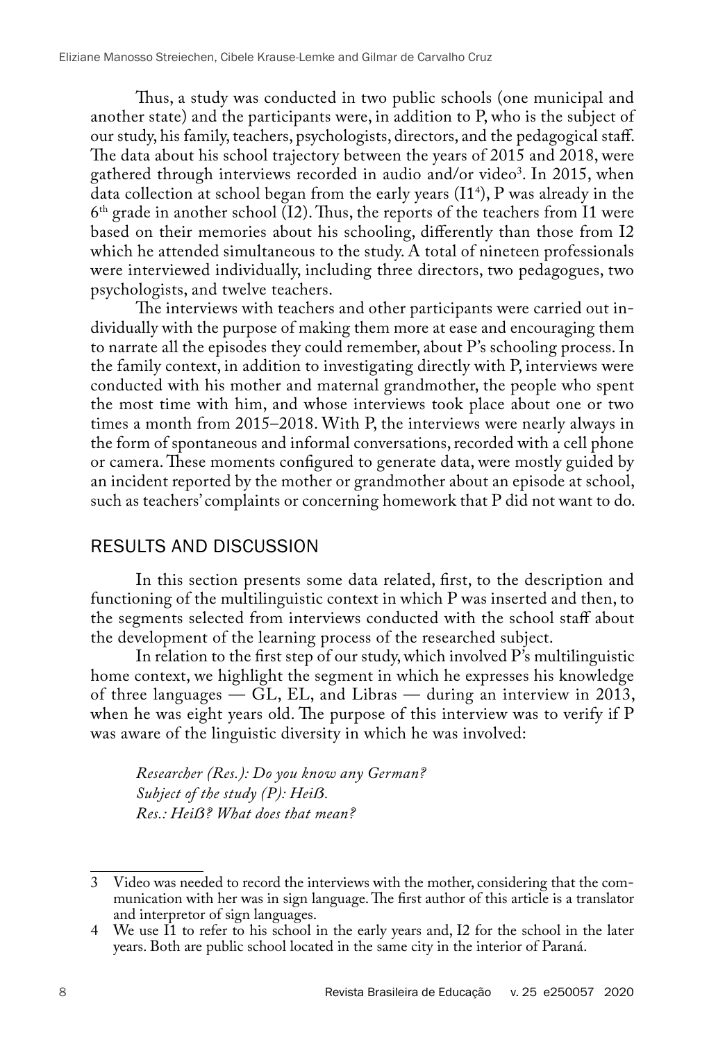Thus, a study was conducted in two public schools (one municipal and another state) and the participants were, in addition to P, who is the subject of our study, his family, teachers, psychologists, directors, and the pedagogical staff. The data about his school trajectory between the years of 2015 and 2018, were gathered through interviews recorded in audio and/or video[3]. In 2015, when data collection at school began from the early years (I1[4]), P was already in the 6th grade in another school (I2). Thus, the reports of the teachers from I1 were based on their memories about his schooling, differently than those from I2 which he attended simultaneous to the study. A total of nineteen professionals were interviewed individually, including three directors, two pedagogues, two psychologists, and twelve teachers.

The interviews with teachers and other participants were carried out individually with the purpose of making them more at ease and encouraging them to narrate all the episodes they could remember, about P's schooling process. In the family context, in addition to investigating directly with P, interviews were conducted with his mother and maternal grandmother, the people who spent the most time with him, and whose interviews took place about one or two times a month from 2015–2018. With P, the interviews were nearly always in the form of spontaneous and informal conversations, recorded with a cell phone or camera. These moments configured to generate data, were mostly guided by an incident reported by the mother or grandmother about an episode at school, such as teachers' complaints or concerning homework that P did not want to do.

## RESULTS AND DISCUSSION

In this section presents some data related, first, to the description and functioning of the multilinguistic context in which P was inserted and then, to the segments selected from interviews conducted with the school staff about the development of the learning process of the researched subject.

In relation to the first step of our study, which involved P's multilinguistic home context, we highlight the segment in which he expresses his knowledge of three languages — GL, EL, and Libras — during an interview in 2013, when he was eight years old. The purpose of this interview was to verify if P was aware of the linguistic diversity in which he was involved:

*Researcher (Res.): Do you know any German?*
*Subject of the study (P): Heiß.*
*Res.: Heiß? What does that mean?*

---

3 Video was needed to record the interviews with the mother, considering that the communication with her was in sign language. The first author of this article is a translator and interpretor of sign languages.

4 We use I1 to refer to his school in the early years and, I2 for the school in the later years. Both are public school located in the same city in the interior of Paraná.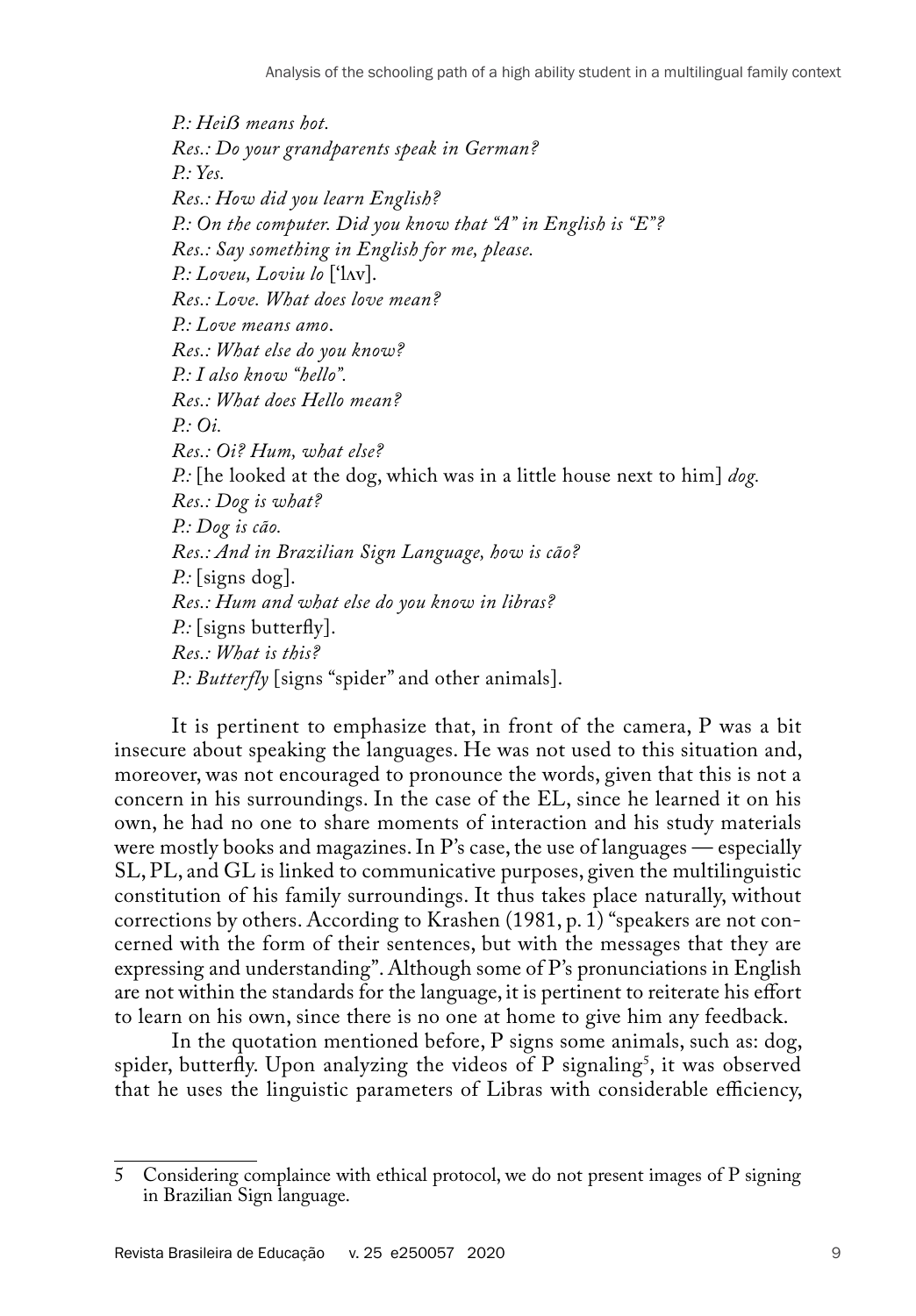*P.: Heiß means hot.*
*Res.: Do your grandparents speak in German?*
*P.: Yes.*
*Res.: How did you learn English?*
*P.: On the computer. Did you know that "A" in English is "E"?*
*Res.: Say something in English for me, please.*
*P.: Loveu, Loviu lo* [ˈlʌv].
*Res.: Love. What does love mean?*
*P.: Love means amo*.
*Res.: What else do you know?*
*P.: I also know "hello".*
*Res.: What does Hello mean?*
*P.: Oi.*
*Res.: Oi? Hum, what else?*
*P.:* [he looked at the dog, which was in a little house next to him] *dog.*
*Res.: Dog is what?*
*P.: Dog is cão.*
*Res.: And in Brazilian Sign Language, how is cão?*
*P.:* [signs dog].
*Res.: Hum and what else do you know in libras?*
*P.:* [signs butterfly].
*Res.: What is this?*
*P.: Butterfly* [signs "spider" and other animals].

It is pertinent to emphasize that, in front of the camera, P was a bit insecure about speaking the languages. He was not used to this situation and, moreover, was not encouraged to pronounce the words, given that this is not a concern in his surroundings. In the case of the EL, since he learned it on his own, he had no one to share moments of interaction and his study materials were mostly books and magazines. In P's case, the use of languages — especially SL, PL, and GL is linked to communicative purposes, given the multilinguistic constitution of his family surroundings. It thus takes place naturally, without corrections by others. According to Krashen (1981, p. 1) "speakers are not concerned with the form of their sentences, but with the messages that they are expressing and understanding". Although some of P's pronunciations in English are not within the standards for the language, it is pertinent to reiterate his effort to learn on his own, since there is no one at home to give him any feedback.

In the quotation mentioned before, P signs some animals, such as: dog, spider, butterfly. Upon analyzing the videos of P signaling[5], it was observed that he uses the linguistic parameters of Libras with considerable efficiency,

5 Considering complaince with ethical protocol, we do not present images of P signing in Brazilian Sign language.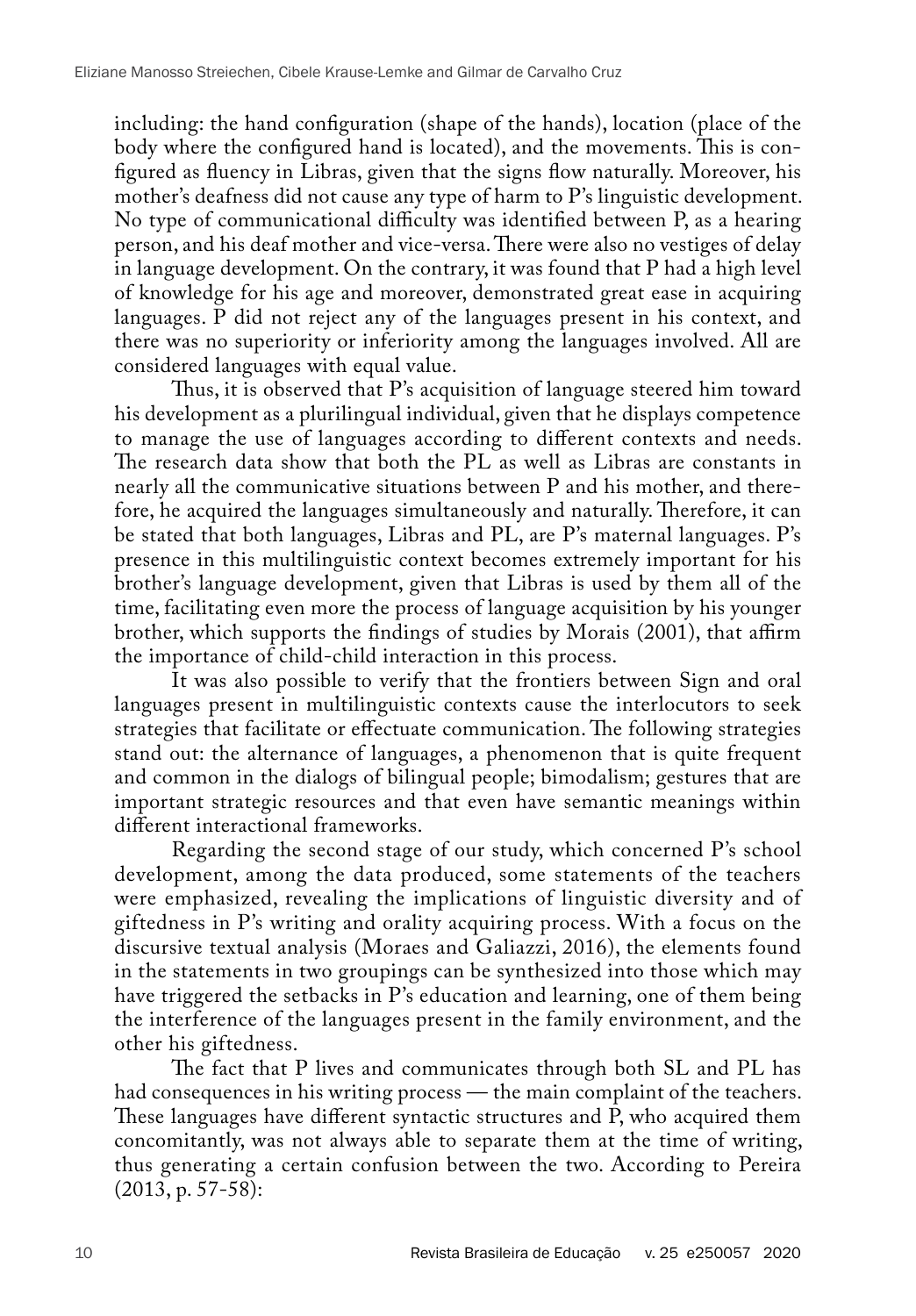including: the hand configuration (shape of the hands), location (place of the body where the configured hand is located), and the movements. This is configured as fluency in Libras, given that the signs flow naturally. Moreover, his mother's deafness did not cause any type of harm to P's linguistic development. No type of communicational difficulty was identified between P, as a hearing person, and his deaf mother and vice-versa. There were also no vestiges of delay in language development. On the contrary, it was found that P had a high level of knowledge for his age and moreover, demonstrated great ease in acquiring languages. P did not reject any of the languages present in his context, and there was no superiority or inferiority among the languages involved. All are considered languages with equal value.

Thus, it is observed that P's acquisition of language steered him toward his development as a plurilingual individual, given that he displays competence to manage the use of languages according to different contexts and needs. The research data show that both the PL as well as Libras are constants in nearly all the communicative situations between P and his mother, and therefore, he acquired the languages simultaneously and naturally. Therefore, it can be stated that both languages, Libras and PL, are P's maternal languages. P's presence in this multilinguistic context becomes extremely important for his brother's language development, given that Libras is used by them all of the time, facilitating even more the process of language acquisition by his younger brother, which supports the findings of studies by Morais (2001), that affirm the importance of child-child interaction in this process.

It was also possible to verify that the frontiers between Sign and oral languages present in multilinguistic contexts cause the interlocutors to seek strategies that facilitate or effectuate communication. The following strategies stand out: the alternance of languages, a phenomenon that is quite frequent and common in the dialogs of bilingual people; bimodalism; gestures that are important strategic resources and that even have semantic meanings within different interactional frameworks.

Regarding the second stage of our study, which concerned P's school development, among the data produced, some statements of the teachers were emphasized, revealing the implications of linguistic diversity and of giftedness in P's writing and orality acquiring process. With a focus on the discursive textual analysis (Moraes and Galiazzi, 2016), the elements found in the statements in two groupings can be synthesized into those which may have triggered the setbacks in P's education and learning, one of them being the interference of the languages present in the family environment, and the other his giftedness.

The fact that P lives and communicates through both SL and PL has had consequences in his writing process — the main complaint of the teachers. These languages have different syntactic structures and P, who acquired them concomitantly, was not always able to separate them at the time of writing, thus generating a certain confusion between the two. According to Pereira (2013, p. 57-58):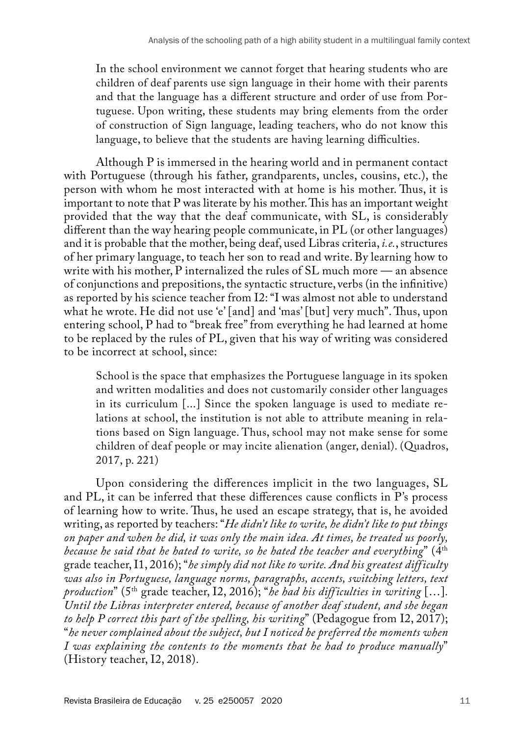> In the school environment we cannot forget that hearing students who are children of deaf parents use sign language in their home with their parents and that the language has a different structure and order of use from Portuguese. Upon writing, these students may bring elements from the order of construction of Sign language, leading teachers, who do not know this language, to believe that the students are having learning difficulties.

Although P is immersed in the hearing world and in permanent contact with Portuguese (through his father, grandparents, uncles, cousins, etc.), the person with whom he most interacted with at home is his mother. Thus, it is important to note that P was literate by his mother. This has an important weight provided that the way that the deaf communicate, with SL, is considerably different than the way hearing people communicate, in PL (or other languages) and it is probable that the mother, being deaf, used Libras criteria, *i.e.*, structures of her primary language, to teach her son to read and write. By learning how to write with his mother, P internalized the rules of SL much more — an absence of conjunctions and prepositions, the syntactic structure, verbs (in the infinitive) as reported by his science teacher from I2: "I was almost not able to understand what he wrote. He did not use 'e' [and] and 'mas' [but] very much". Thus, upon entering school, P had to "break free" from everything he had learned at home to be replaced by the rules of PL, given that his way of writing was considered to be incorrect at school, since:

> School is the space that emphasizes the Portuguese language in its spoken and written modalities and does not customarily consider other languages in its curriculum [...] Since the spoken language is used to mediate relations at school, the institution is not able to attribute meaning in relations based on Sign language. Thus, school may not make sense for some children of deaf people or may incite alienation (anger, denial). (Quadros, 2017, p. 221)

Upon considering the differences implicit in the two languages, SL and PL, it can be inferred that these differences cause conflicts in P's process of learning how to write. Thus, he used an escape strategy, that is, he avoided writing, as reported by teachers: "*He didn't like to write, he didn't like to put things on paper and when he did, it was only the main idea. At times, he treated us poorly, because he said that he hated to write, so he hated the teacher and everything*" (4th grade teacher, I1, 2016); "*he simply did not like to write. And his greatest difficulty was also in Portuguese, language norms, paragraphs, accents, switching letters, text production*" (5th grade teacher, I2, 2016); "*he had his difficulties in writing* [...]. *Until the Libras interpreter entered, because of another deaf student, and she began to help P correct this part of the spelling, his writing*" (Pedagogue from I2, 2017); "*he never complained about the subject, but I noticed he preferred the moments when I was explaining the contents to the moments that he had to produce manually*" (History teacher, I2, 2018).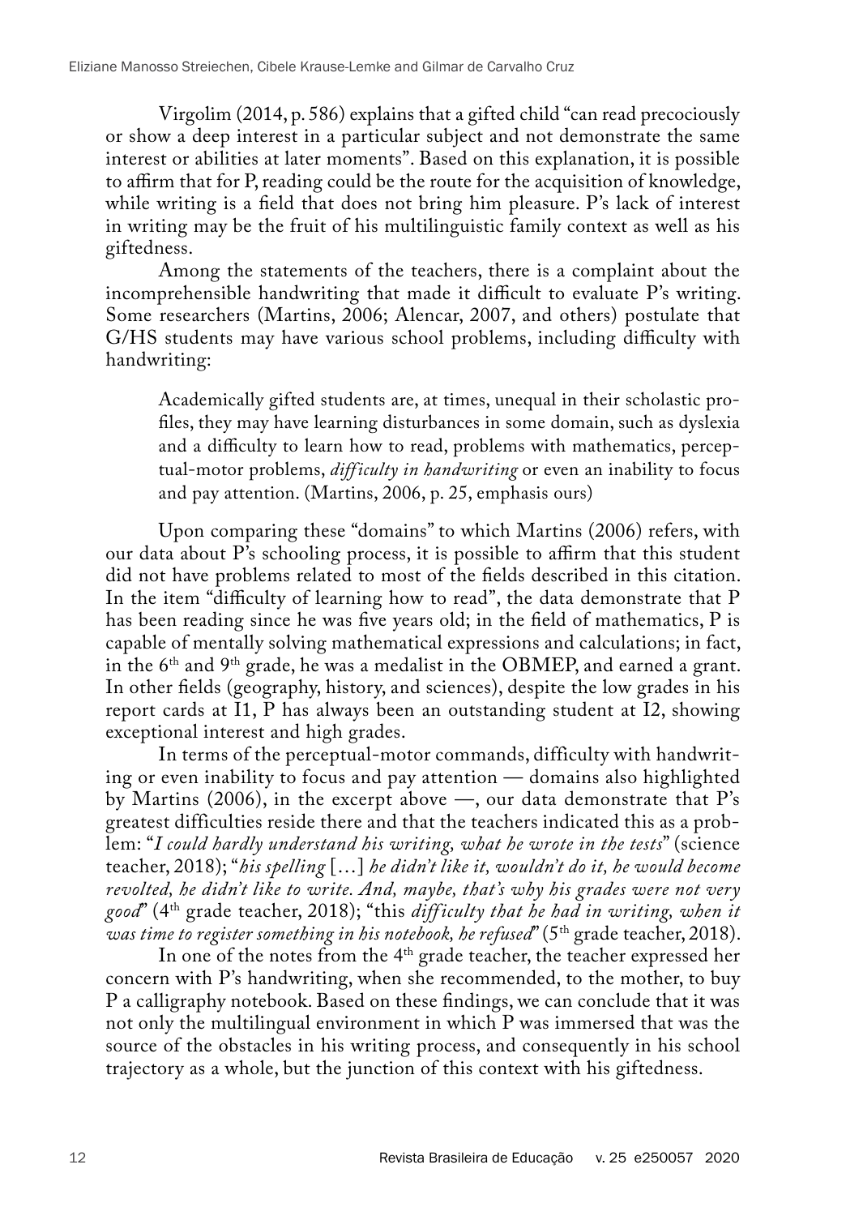Virgolim (2014, p. 586) explains that a gifted child "can read precociously or show a deep interest in a particular subject and not demonstrate the same interest or abilities at later moments". Based on this explanation, it is possible to affirm that for P, reading could be the route for the acquisition of knowledge, while writing is a field that does not bring him pleasure. P's lack of interest in writing may be the fruit of his multilinguistic family context as well as his giftedness.

Among the statements of the teachers, there is a complaint about the incomprehensible handwriting that made it difficult to evaluate P's writing. Some researchers (Martins, 2006; Alencar, 2007, and others) postulate that G/HS students may have various school problems, including difficulty with handwriting:

> Academically gifted students are, at times, unequal in their scholastic profiles, they may have learning disturbances in some domain, such as dyslexia and a difficulty to learn how to read, problems with mathematics, perceptual-motor problems, *difficulty in handwriting* or even an inability to focus and pay attention. (Martins, 2006, p. 25, emphasis ours)

Upon comparing these "domains" to which Martins (2006) refers, with our data about P's schooling process, it is possible to affirm that this student did not have problems related to most of the fields described in this citation. In the item "difficulty of learning how to read", the data demonstrate that P has been reading since he was five years old; in the field of mathematics, P is capable of mentally solving mathematical expressions and calculations; in fact, in the 6th and 9th grade, he was a medalist in the OBMEP, and earned a grant. In other fields (geography, history, and sciences), despite the low grades in his report cards at I1, P has always been an outstanding student at I2, showing exceptional interest and high grades.

In terms of the perceptual-motor commands, difficulty with handwriting or even inability to focus and pay attention — domains also highlighted by Martins (2006), in the excerpt above —, our data demonstrate that P's greatest difficulties reside there and that the teachers indicated this as a problem: "*I could hardly understand his writing, what he wrote in the tests*" (science teacher, 2018); "*his spelling* [...] *he didn't like it, wouldn't do it, he would become revolted, he didn't like to write. And, maybe, that's why his grades were not very good*" (4th grade teacher, 2018); "this *difficulty that he had in writing, when it was time to register something in his notebook, he refused*" (5th grade teacher, 2018).

In one of the notes from the 4th grade teacher, the teacher expressed her concern with P's handwriting, when she recommended, to the mother, to buy P a calligraphy notebook. Based on these findings, we can conclude that it was not only the multilingual environment in which P was immersed that was the source of the obstacles in his writing process, and consequently in his school trajectory as a whole, but the junction of this context with his giftedness.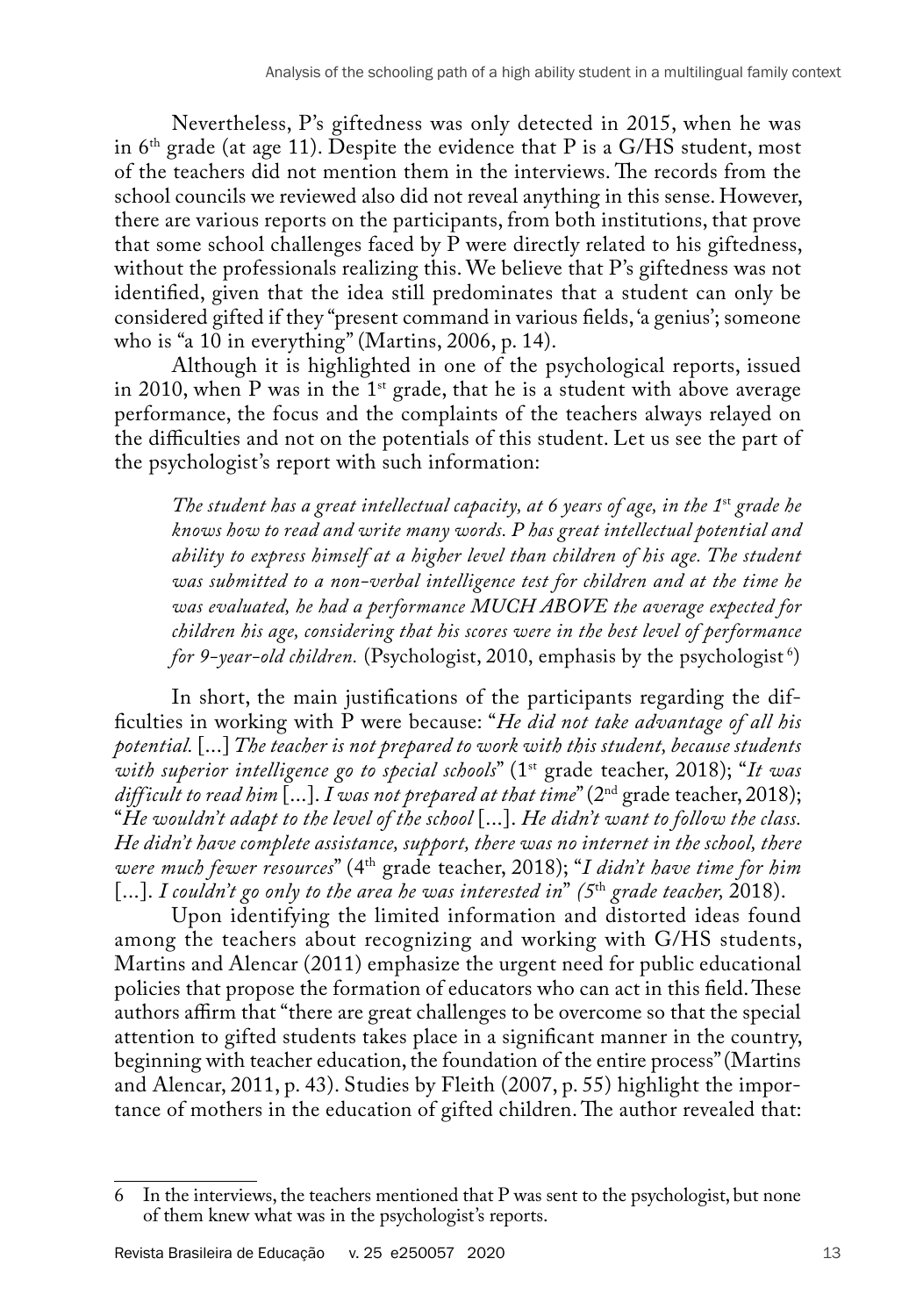Nevertheless, P's giftedness was only detected in 2015, when he was in 6th grade (at age 11). Despite the evidence that P is a G/HS student, most of the teachers did not mention them in the interviews. The records from the school councils we reviewed also did not reveal anything in this sense. However, there are various reports on the participants, from both institutions, that prove that some school challenges faced by P were directly related to his giftedness, without the professionals realizing this. We believe that P's giftedness was not identified, given that the idea still predominates that a student can only be considered gifted if they "present command in various fields, 'a genius'; someone who is "a 10 in everything" (Martins, 2006, p. 14).

Although it is highlighted in one of the psychological reports, issued in 2010, when P was in the 1st grade, that he is a student with above average performance, the focus and the complaints of the teachers always relayed on the difficulties and not on the potentials of this student. Let us see the part of the psychologist's report with such information:

> *The student has a great intellectual capacity, at 6 years of age, in the 1st grade he knows how to read and write many words. P has great intellectual potential and ability to express himself at a higher level than children of his age. The student was submitted to a non-verbal intelligence test for children and at the time he was evaluated, he had a performance MUCH ABOVE the average expected for children his age, considering that his scores were in the best level of performance for 9-year-old children.* (Psychologist, 2010, emphasis by the psychologist [6])

In short, the main justifications of the participants regarding the difficulties in working with P were because: "*He did not take advantage of all his potential.* [...] *The teacher is not prepared to work with this student, because students with superior intelligence go to special schools*" (1st grade teacher, 2018); "*It was difficult to read him* [...]. *I was not prepared at that time*" (2nd grade teacher, 2018); "*He wouldn't adapt to the level of the school* [...]. *He didn't want to follow the class. He didn't have complete assistance, support, there was no internet in the school, there were much fewer resources*" (4th grade teacher, 2018); "*I didn't have time for him* [...]. *I couldn't go only to the area he was interested in*" *(5th grade teacher,* 2018).

Upon identifying the limited information and distorted ideas found among the teachers about recognizing and working with G/HS students, Martins and Alencar (2011) emphasize the urgent need for public educational policies that propose the formation of educators who can act in this field. These authors affirm that "there are great challenges to be overcome so that the special attention to gifted students takes place in a significant manner in the country, beginning with teacher education, the foundation of the entire process" (Martins and Alencar, 2011, p. 43). Studies by Fleith (2007, p. 55) highlight the importance of mothers in the education of gifted children. The author revealed that:

---

6 In the interviews, the teachers mentioned that P was sent to the psychologist, but none of them knew what was in the psychologist's reports.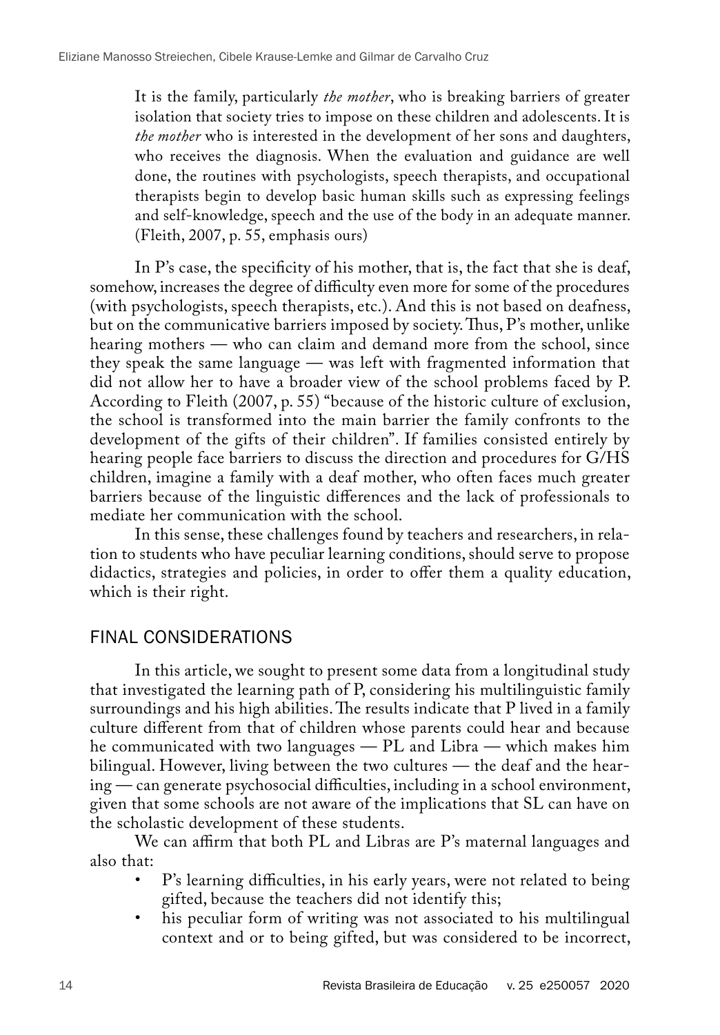> It is the family, particularly *the mother*, who is breaking barriers of greater isolation that society tries to impose on these children and adolescents. It is *the mother* who is interested in the development of her sons and daughters, who receives the diagnosis. When the evaluation and guidance are well done, the routines with psychologists, speech therapists, and occupational therapists begin to develop basic human skills such as expressing feelings and self-knowledge, speech and the use of the body in an adequate manner. (Fleith, 2007, p. 55, emphasis ours)

In P's case, the specificity of his mother, that is, the fact that she is deaf, somehow, increases the degree of difficulty even more for some of the procedures (with psychologists, speech therapists, etc.). And this is not based on deafness, but on the communicative barriers imposed by society. Thus, P's mother, unlike hearing mothers — who can claim and demand more from the school, since they speak the same language — was left with fragmented information that did not allow her to have a broader view of the school problems faced by P. According to Fleith (2007, p. 55) "because of the historic culture of exclusion, the school is transformed into the main barrier the family confronts to the development of the gifts of their children". If families consisted entirely by hearing people face barriers to discuss the direction and procedures for G/HS children, imagine a family with a deaf mother, who often faces much greater barriers because of the linguistic differences and the lack of professionals to mediate her communication with the school.

In this sense, these challenges found by teachers and researchers, in relation to students who have peculiar learning conditions, should serve to propose didactics, strategies and policies, in order to offer them a quality education, which is their right.

## FINAL CONSIDERATIONS

In this article, we sought to present some data from a longitudinal study that investigated the learning path of P, considering his multilinguistic family surroundings and his high abilities. The results indicate that P lived in a family culture different from that of children whose parents could hear and because he communicated with two languages — PL and Libra — which makes him bilingual. However, living between the two cultures — the deaf and the hearing — can generate psychosocial difficulties, including in a school environment, given that some schools are not aware of the implications that SL can have on the scholastic development of these students.

We can affirm that both PL and Libras are P's maternal languages and also that:

- P's learning difficulties, in his early years, were not related to being gifted, because the teachers did not identify this;
- his peculiar form of writing was not associated to his multilingual context and or to being gifted, but was considered to be incorrect,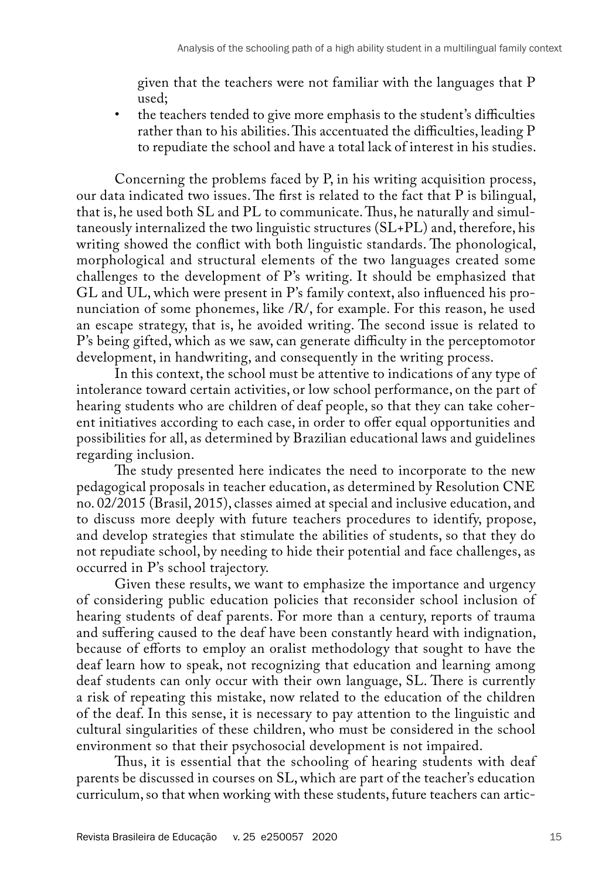given that the teachers were not familiar with the languages that P used;

- the teachers tended to give more emphasis to the student's difficulties rather than to his abilities. This accentuated the difficulties, leading P to repudiate the school and have a total lack of interest in his studies.

Concerning the problems faced by P, in his writing acquisition process, our data indicated two issues. The first is related to the fact that P is bilingual, that is, he used both SL and PL to communicate. Thus, he naturally and simultaneously internalized the two linguistic structures (SL+PL) and, therefore, his writing showed the conflict with both linguistic standards. The phonological, morphological and structural elements of the two languages created some challenges to the development of P's writing. It should be emphasized that GL and UL, which were present in P's family context, also influenced his pronunciation of some phonemes, like /R/, for example. For this reason, he used an escape strategy, that is, he avoided writing. The second issue is related to P's being gifted, which as we saw, can generate difficulty in the perceptomotor development, in handwriting, and consequently in the writing process.

In this context, the school must be attentive to indications of any type of intolerance toward certain activities, or low school performance, on the part of hearing students who are children of deaf people, so that they can take coherent initiatives according to each case, in order to offer equal opportunities and possibilities for all, as determined by Brazilian educational laws and guidelines regarding inclusion.

The study presented here indicates the need to incorporate to the new pedagogical proposals in teacher education, as determined by Resolution CNE no. 02/2015 (Brasil, 2015), classes aimed at special and inclusive education, and to discuss more deeply with future teachers procedures to identify, propose, and develop strategies that stimulate the abilities of students, so that they do not repudiate school, by needing to hide their potential and face challenges, as occurred in P's school trajectory.

Given these results, we want to emphasize the importance and urgency of considering public education policies that reconsider school inclusion of hearing students of deaf parents. For more than a century, reports of trauma and suffering caused to the deaf have been constantly heard with indignation, because of efforts to employ an oralist methodology that sought to have the deaf learn how to speak, not recognizing that education and learning among deaf students can only occur with their own language, SL. There is currently a risk of repeating this mistake, now related to the education of the children of the deaf. In this sense, it is necessary to pay attention to the linguistic and cultural singularities of these children, who must be considered in the school environment so that their psychosocial development is not impaired.

Thus, it is essential that the schooling of hearing students with deaf parents be discussed in courses on SL, which are part of the teacher's education curriculum, so that when working with these students, future teachers can artic-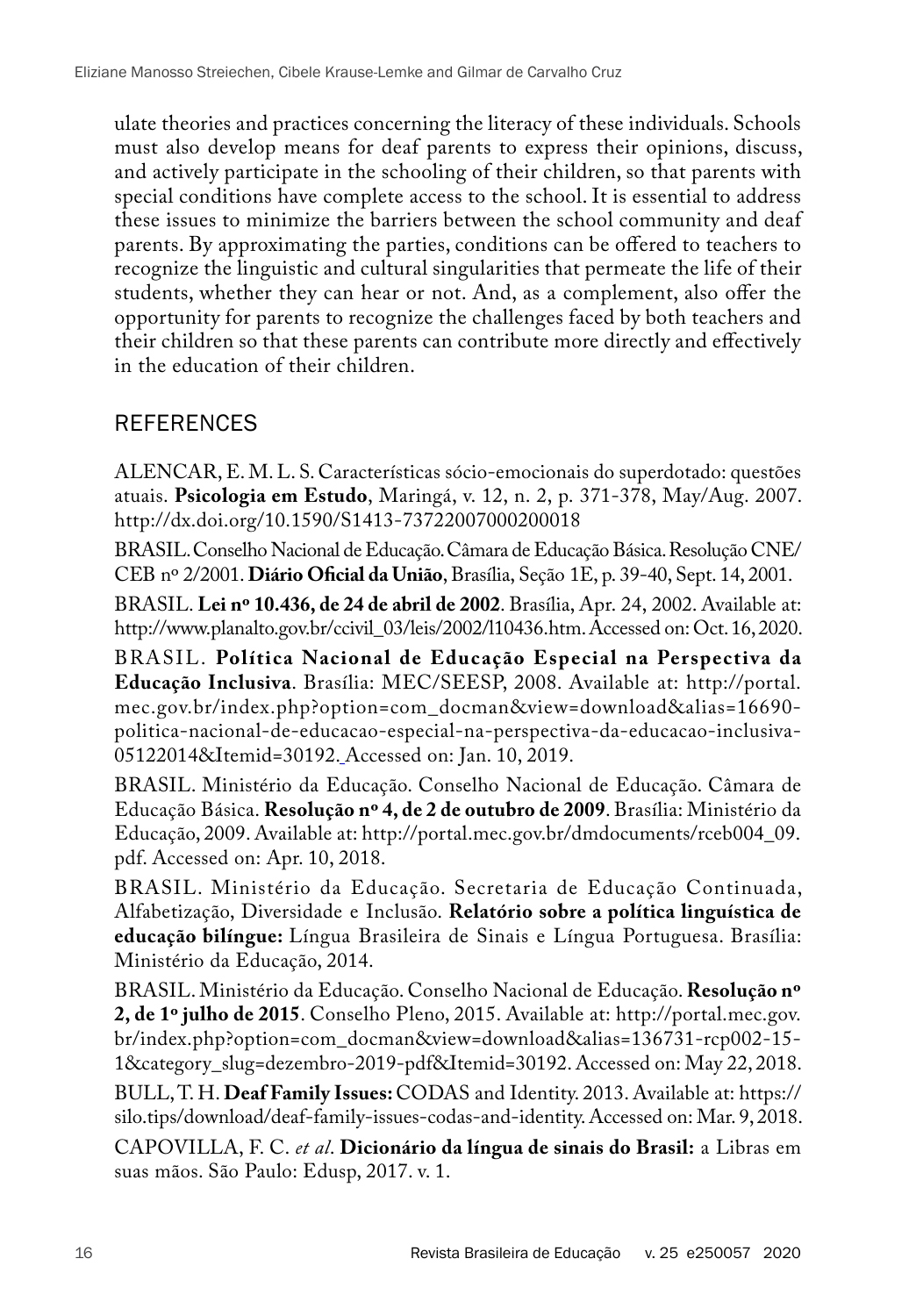ulate theories and practices concerning the literacy of these individuals. Schools must also develop means for deaf parents to express their opinions, discuss, and actively participate in the schooling of their children, so that parents with special conditions have complete access to the school. It is essential to address these issues to minimize the barriers between the school community and deaf parents. By approximating the parties, conditions can be offered to teachers to recognize the linguistic and cultural singularities that permeate the life of their students, whether they can hear or not. And, as a complement, also offer the opportunity for parents to recognize the challenges faced by both teachers and their children so that these parents can contribute more directly and effectively in the education of their children.

## REFERENCES

ALENCAR, E. M. L. S. Características sócio-emocionais do superdotado: questões atuais. **Psicologia em Estudo**, Maringá, v. 12, n. 2, p. 371-378, May/Aug. 2007. http://dx.doi.org/10.1590/S1413-73722007000200018

BRASIL. Conselho Nacional de Educação. Câmara de Educação Básica. Resolução CNE/CEB nº 2/2001. **Diário Oficial da União**, Brasília, Seção 1E, p. 39-40, Sept. 14, 2001.

BRASIL. **Lei nº 10.436, de 24 de abril de 2002**. Brasília, Apr. 24, 2002. Available at: http://www.planalto.gov.br/ccivil_03/leis/2002/l10436.htm. Accessed on: Oct. 16, 2020.

BRASIL. **Política Nacional de Educação Especial na Perspectiva da Educação Inclusiva**. Brasília: MEC/SEESP, 2008. Available at: http://portal.mec.gov.br/index.php?option=com_docman&view=download&alias=16690-politica-nacional-de-educacao-especial-na-perspectiva-da-educacao-inclusiva-05122014&Itemid=30192. Accessed on: Jan. 10, 2019.

BRASIL. Ministério da Educação. Conselho Nacional de Educação. Câmara de Educação Básica. **Resolução nº 4, de 2 de outubro de 2009**. Brasília: Ministério da Educação, 2009. Available at: http://portal.mec.gov.br/dmdocuments/rceb004_09.pdf. Accessed on: Apr. 10, 2018.

BRASIL. Ministério da Educação. Secretaria de Educação Continuada, Alfabetização, Diversidade e Inclusão. **Relatório sobre a política linguística de educação bilíngue:** Língua Brasileira de Sinais e Língua Portuguesa. Brasília: Ministério da Educação, 2014.

BRASIL. Ministério da Educação. Conselho Nacional de Educação. **Resolução nº 2, de 1º julho de 2015**. Conselho Pleno, 2015. Available at: http://portal.mec.gov.br/index.php?option=com_docman&view=download&alias=136731-rcp002-15-1&category_slug=dezembro-2019-pdf&Itemid=30192. Accessed on: May 22, 2018.

BULL, T. H. **Deaf Family Issues:** CODAS and Identity. 2013. Available at: https://silo.tips/download/deaf-family-issues-codas-and-identity. Accessed on: Mar. 9, 2018.

CAPOVILLA, F. C. *et al*. **Dicionário da língua de sinais do Brasil:** a Libras em suas mãos. São Paulo: Edusp, 2017. v. 1.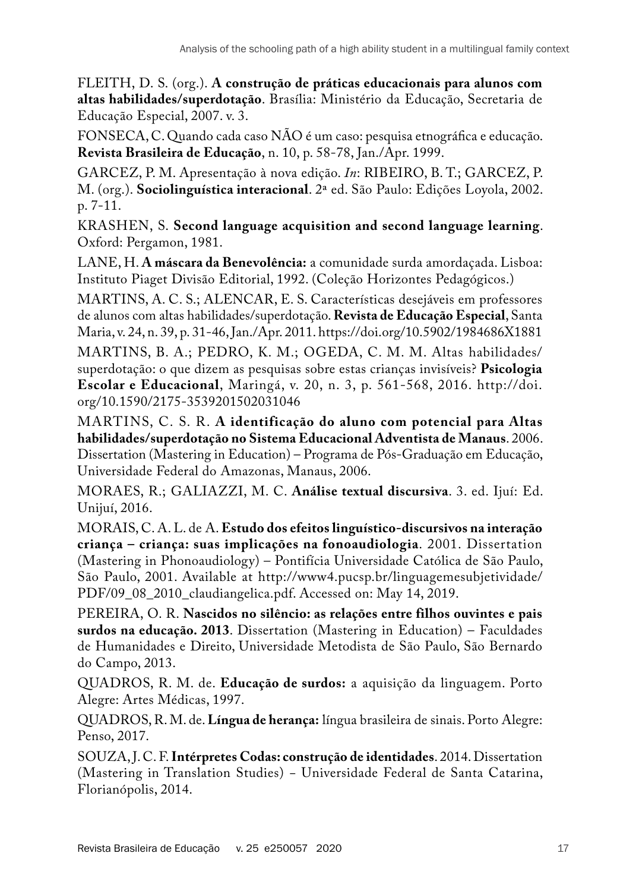FLEITH, D. S. (org.). **A construção de práticas educacionais para alunos com altas habilidades/superdotação**. Brasília: Ministério da Educação, Secretaria de Educação Especial, 2007. v. 3.

FONSECA, C. Quando cada caso NÃO é um caso: pesquisa etnográfica e educação. **Revista Brasileira de Educação**, n. 10, p. 58-78, Jan./Apr. 1999.

GARCEZ, P. M. Apresentação à nova edição. *In*: RIBEIRO, B. T.; GARCEZ, P. M. (org.). **Sociolinguística interacional**. 2ª ed. São Paulo: Edições Loyola, 2002. p. 7-11.

KRASHEN, S. **Second language acquisition and second language learning**. Oxford: Pergamon, 1981.

LANE, H. **A máscara da Benevolência:** a comunidade surda amordaçada. Lisboa: Instituto Piaget Divisão Editorial, 1992. (Coleção Horizontes Pedagógicos.)

MARTINS, A. C. S.; ALENCAR, E. S. Características desejáveis em professores de alunos com altas habilidades/superdotação. **Revista de Educação Especial**, Santa Maria, v. 24, n. 39, p. 31-46, Jan./Apr. 2011. https://doi.org/10.5902/1984686X1881

MARTINS, B. A.; PEDRO, K. M.; OGEDA, C. M. M. Altas habilidades/superdotação: o que dizem as pesquisas sobre estas crianças invisíveis? **Psicologia Escolar e Educacional**, Maringá, v. 20, n. 3, p. 561-568, 2016. http://doi.org/10.1590/2175-3539201502031046

MARTINS, C. S. R. **A identificação do aluno com potencial para Altas habilidades/superdotação no Sistema Educacional Adventista de Manaus**. 2006. Dissertation (Mastering in Education) – Programa de Pós-Graduação em Educação, Universidade Federal do Amazonas, Manaus, 2006.

MORAES, R.; GALIAZZI, M. C. **Análise textual discursiva**. 3. ed. Ijuí: Ed. Unijuí, 2016.

MORAIS, C. A. L. de A. **Estudo dos efeitos linguístico-discursivos na interação criança – criança: suas implicações na fonoaudiologia**. 2001. Dissertation (Mastering in Phonoaudiology) – Pontifícia Universidade Católica de São Paulo, São Paulo, 2001. Available at http://www4.pucsp.br/linguagemesubjetividade/PDF/09_08_2010_claudiangelica.pdf. Accessed on: May 14, 2019.

PEREIRA, O. R. **Nascidos no silêncio: as relações entre filhos ouvintes e pais surdos na educação. 2013**. Dissertation (Mastering in Education) – Faculdades de Humanidades e Direito, Universidade Metodista de São Paulo, São Bernardo do Campo, 2013.

QUADROS, R. M. de. **Educação de surdos:** a aquisição da linguagem. Porto Alegre: Artes Médicas, 1997.

QUADROS, R. M. de. **Língua de herança:** língua brasileira de sinais. Porto Alegre: Penso, 2017.

SOUZA, J. C. F. **Intérpretes Codas: construção de identidades**. 2014. Dissertation (Mastering in Translation Studies) - Universidade Federal de Santa Catarina, Florianópolis, 2014.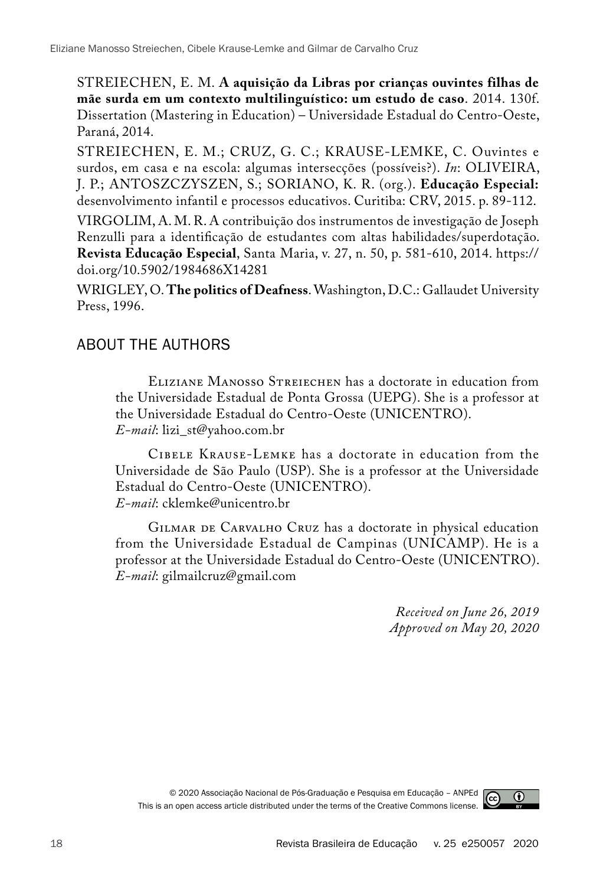STREIECHEN, E. M. **A aquisição da Libras por crianças ouvintes filhas de mãe surda em um contexto multilinguístico: um estudo de caso**. 2014. 130f. Dissertation (Mastering in Education) – Universidade Estadual do Centro-Oeste, Paraná, 2014.

STREIECHEN, E. M.; CRUZ, G. C.; KRAUSE-LEMKE, C. Ouvintes e surdos, em casa e na escola: algumas intersecções (possíveis?). *In*: OLIVEIRA, J. P.; ANTOSZCZYSZEN, S.; SORIANO, K. R. (org.). **Educação Especial:** desenvolvimento infantil e processos educativos. Curitiba: CRV, 2015. p. 89-112.

VIRGOLIM, A. M. R. A contribuição dos instrumentos de investigação de Joseph Renzulli para a identificação de estudantes com altas habilidades/superdotação. **Revista Educação Especial**, Santa Maria, v. 27, n. 50, p. 581-610, 2014. https://doi.org/10.5902/1984686X14281

WRIGLEY, O. **The politics of Deafness**. Washington, D.C.: Gallaudet University Press, 1996.

## ABOUT THE AUTHORS

Eliziane Manosso Streiechen has a doctorate in education from the Universidade Estadual de Ponta Grossa (UEPG). She is a professor at the Universidade Estadual do Centro-Oeste (UNICENTRO).
*E-mail*: lizi_st@yahoo.com.br

Cibele Krause-Lemke has a doctorate in education from the Universidade de São Paulo (USP). She is a professor at the Universidade Estadual do Centro-Oeste (UNICENTRO).
*E-mail*: cklemke@unicentro.br

Gilmar de Carvalho Cruz has a doctorate in physical education from the Universidade Estadual de Campinas (UNICAMP). He is a professor at the Universidade Estadual do Centro-Oeste (UNICENTRO).
*E-mail*: gilmailcruz@gmail.com

*Received on June 26, 2019*
*Approved on May 20, 2020*

© 2020 Associação Nacional de Pós-Graduação e Pesquisa em Educação – ANPEd
This is an open access article distributed under the terms of the Creative Commons license.